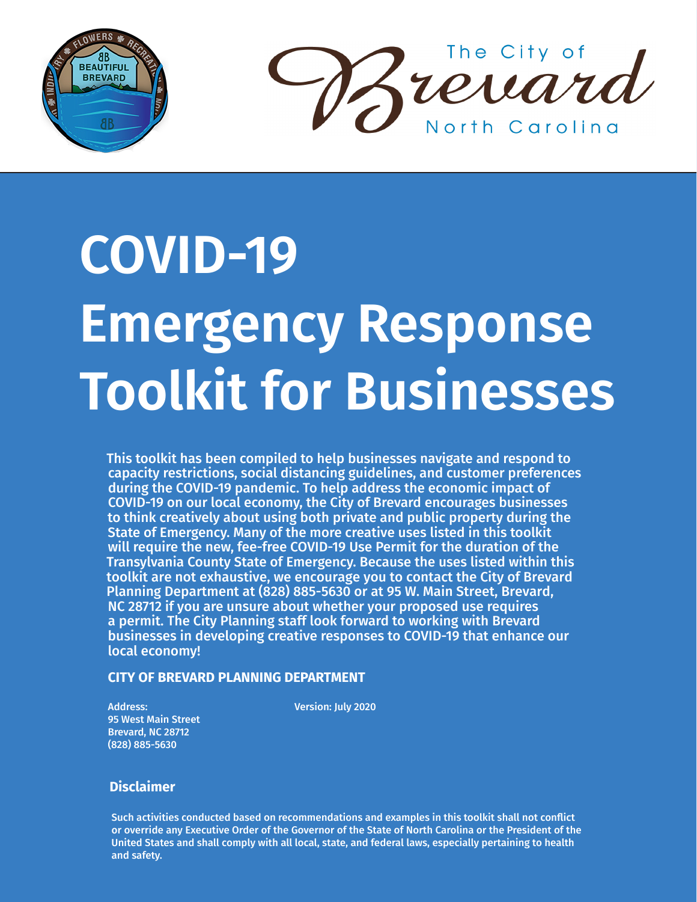The City of Brevard North Carolina

# COVID-19 Emergency Response Toolkit for Businesses

This toolkit has been compiled to help businesses navigate and respond to capacity restrictions, social distancing guidelines, and customer preferences during the COVID-19 pandemic. To help address the economic impact of COVID-19 on our local economy, the City of Brevard encourages businesses to think creatively about using both private and public property during the State of Emergency. Many of the more creative uses listed in this toolkit will require the new, fee-free COVID-19 Use Permit for the duration of the Transylvania County State of Emergency. Because the uses listed within this toolkit are not exhaustive, we encourage you to contact the City of Brevard Planning Department at (828) 885-5630 or at 95 W. Main Street, Brevard, NC 28712 if you are unsure about whether your proposed use requires a permit. The City Planning staff look forward to working with Brevard businesses in developing creative responses to COVID-19 that enhance our local economy!

**CITY OF BREVARD PLANNING DEPARTMENT**

**Address:**
95 West Main Street
Brevard, NC 28712
(828) 885-5630

**Version: July 2020**

## Disclaimer

Such activities conducted based on recommendations and examples in this toolkit shall not conflict or override any Executive Order of the Governor of the State of North Carolina or the President of the United States and shall comply with all local, state, and federal laws, especially pertaining to health and safety.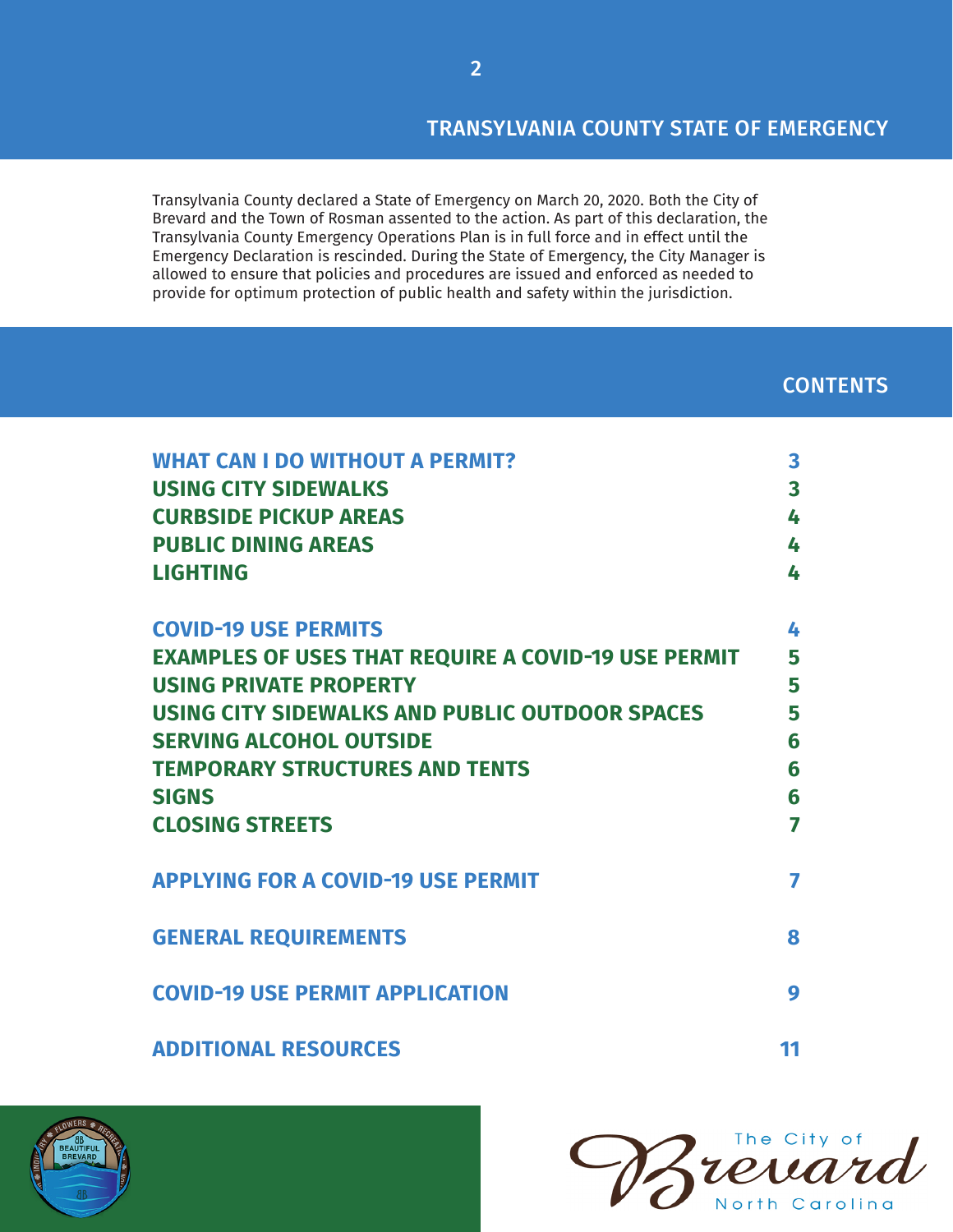## TRANSYLVANIA COUNTY STATE OF EMERGENCY

Transylvania County declared a State of Emergency on March 20, 2020. Both the City of Brevard and the Town of Rosman assented to the action. As part of this declaration, the Transylvania County Emergency Operations Plan is in full force and in effect until the Emergency Declaration is rescinded. During the State of Emergency, the City Manager is allowed to ensure that policies and procedures are issued and enforced as needed to provide for optimum protection of public health and safety within the jurisdiction.

## CONTENTS

| | |
|---|---|
| **WHAT CAN I DO WITHOUT A PERMIT?** | **3** |
| **USING CITY SIDEWALKS** | **3** |
| **CURBSIDE PICKUP AREAS** | **4** |
| **PUBLIC DINING AREAS** | **4** |
| **LIGHTING** | **4** |
| **COVID-19 USE PERMITS** | **4** |
| **EXAMPLES OF USES THAT REQUIRE A COVID-19 USE PERMIT** | **5** |
| **USING PRIVATE PROPERTY** | **5** |
| **USING CITY SIDEWALKS AND PUBLIC OUTDOOR SPACES** | **5** |
| **SERVING ALCOHOL OUTSIDE** | **6** |
| **TEMPORARY STRUCTURES AND TENTS** | **6** |
| **SIGNS** | **6** |
| **CLOSING STREETS** | **7** |
| **APPLYING FOR A COVID-19 USE PERMIT** | **7** |
| **GENERAL REQUIREMENTS** | **8** |
| **COVID-19 USE PERMIT APPLICATION** | **9** |
| **ADDITIONAL RESOURCES** | **11** |

The City of Brevard
North Carolina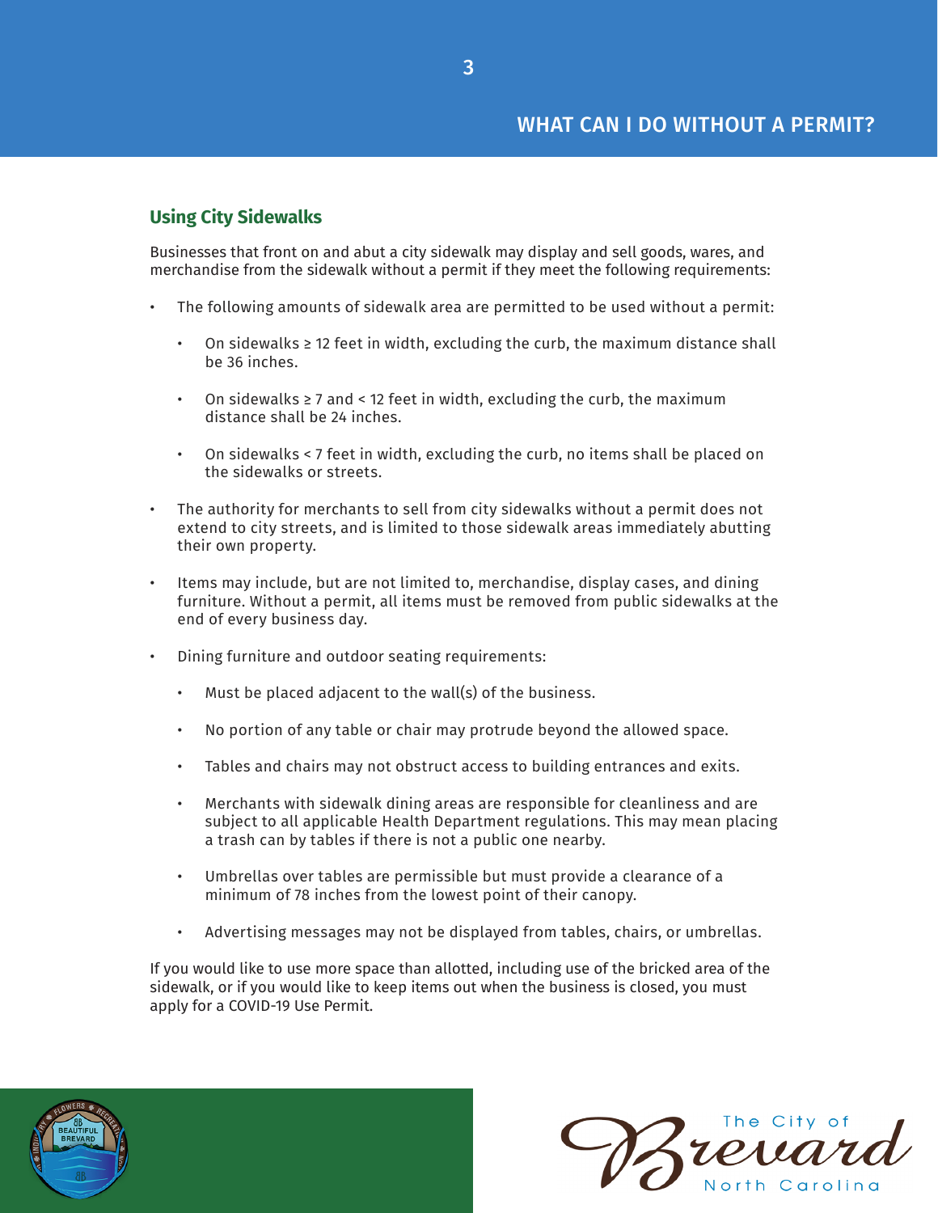## WHAT CAN I DO WITHOUT A PERMIT?

### Using City Sidewalks

Businesses that front on and abut a city sidewalk may display and sell goods, wares, and merchandise from the sidewalk without a permit if they meet the following requirements:

- The following amounts of sidewalk area are permitted to be used without a permit:
  - On sidewalks ≥ 12 feet in width, excluding the curb, the maximum distance shall be 36 inches.
  - On sidewalks ≥ 7 and < 12 feet in width, excluding the curb, the maximum distance shall be 24 inches.
  - On sidewalks < 7 feet in width, excluding the curb, no items shall be placed on the sidewalks or streets.
- The authority for merchants to sell from city sidewalks without a permit does not extend to city streets, and is limited to those sidewalk areas immediately abutting their own property.
- Items may include, but are not limited to, merchandise, display cases, and dining furniture. Without a permit, all items must be removed from public sidewalks at the end of every business day.
- Dining furniture and outdoor seating requirements:
  - Must be placed adjacent to the wall(s) of the business.
  - No portion of any table or chair may protrude beyond the allowed space.
  - Tables and chairs may not obstruct access to building entrances and exits.
  - Merchants with sidewalk dining areas are responsible for cleanliness and are subject to all applicable Health Department regulations. This may mean placing a trash can by tables if there is not a public one nearby.
  - Umbrellas over tables are permissible but must provide a clearance of a minimum of 78 inches from the lowest point of their canopy.
  - Advertising messages may not be displayed from tables, chairs, or umbrellas.

If you would like to use more space than allotted, including use of the bricked area of the sidewalk, or if you would like to keep items out when the business is closed, you must apply for a COVID-19 Use Permit.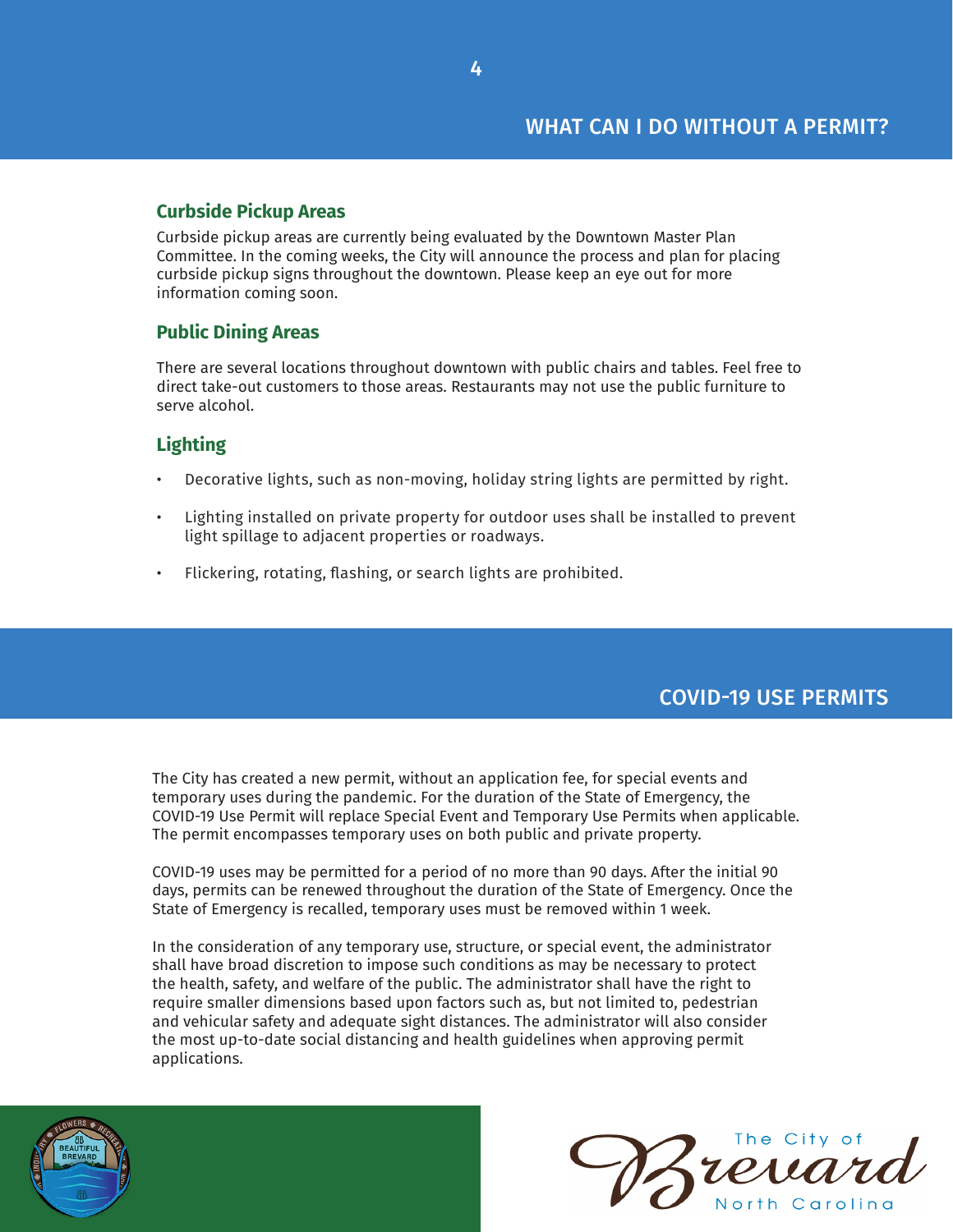## WHAT CAN I DO WITHOUT A PERMIT?

### Curbside Pickup Areas

Curbside pickup areas are currently being evaluated by the Downtown Master Plan Committee. In the coming weeks, the City will announce the process and plan for placing curbside pickup signs throughout the downtown. Please keep an eye out for more information coming soon.

### Public Dining Areas

There are several locations throughout downtown with public chairs and tables. Feel free to direct take-out customers to those areas. Restaurants may not use the public furniture to serve alcohol.

### Lighting

- Decorative lights, such as non-moving, holiday string lights are permitted by right.
- Lighting installed on private property for outdoor uses shall be installed to prevent light spillage to adjacent properties or roadways.
- Flickering, rotating, flashing, or search lights are prohibited.

## COVID-19 USE PERMITS

The City has created a new permit, without an application fee, for special events and temporary uses during the pandemic. For the duration of the State of Emergency, the COVID-19 Use Permit will replace Special Event and Temporary Use Permits when applicable. The permit encompasses temporary uses on both public and private property.

COVID-19 uses may be permitted for a period of no more than 90 days. After the initial 90 days, permits can be renewed throughout the duration of the State of Emergency. Once the State of Emergency is recalled, temporary uses must be removed within 1 week.

In the consideration of any temporary use, structure, or special event, the administrator shall have broad discretion to impose such conditions as may be necessary to protect the health, safety, and welfare of the public. The administrator shall have the right to require smaller dimensions based upon factors such as, but not limited to, pedestrian and vehicular safety and adequate sight distances. The administrator will also consider the most up-to-date social distancing and health guidelines when approving permit applications.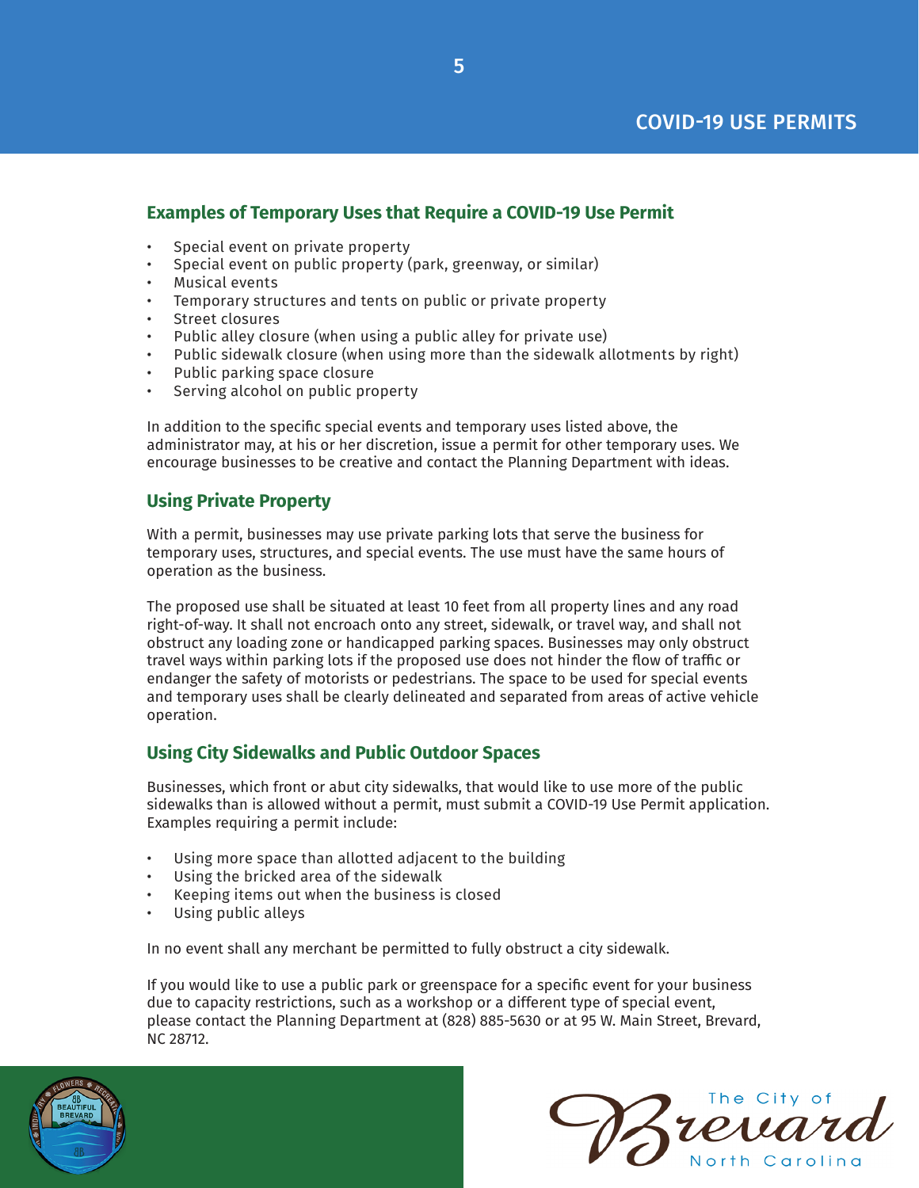## Examples of Temporary Uses that Require a COVID-19 Use Permit

- Special event on private property
- Special event on public property (park, greenway, or similar)
- Musical events
- Temporary structures and tents on public or private property
- Street closures
- Public alley closure (when using a public alley for private use)
- Public sidewalk closure (when using more than the sidewalk allotments by right)
- Public parking space closure
- Serving alcohol on public property

In addition to the specific special events and temporary uses listed above, the administrator may, at his or her discretion, issue a permit for other temporary uses. We encourage businesses to be creative and contact the Planning Department with ideas.

## Using Private Property

With a permit, businesses may use private parking lots that serve the business for temporary uses, structures, and special events. The use must have the same hours of operation as the business.

The proposed use shall be situated at least 10 feet from all property lines and any road right-of-way. It shall not encroach onto any street, sidewalk, or travel way, and shall not obstruct any loading zone or handicapped parking spaces. Businesses may only obstruct travel ways within parking lots if the proposed use does not hinder the flow of traffic or endanger the safety of motorists or pedestrians. The space to be used for special events and temporary uses shall be clearly delineated and separated from areas of active vehicle operation.

## Using City Sidewalks and Public Outdoor Spaces

Businesses, which front or abut city sidewalks, that would like to use more of the public sidewalks than is allowed without a permit, must submit a COVID-19 Use Permit application. Examples requiring a permit include:

- Using more space than allotted adjacent to the building
- Using the bricked area of the sidewalk
- Keeping items out when the business is closed
- Using public alleys

In no event shall any merchant be permitted to fully obstruct a city sidewalk.

If you would like to use a public park or greenspace for a specific event for your business due to capacity restrictions, such as a workshop or a different type of special event, please contact the Planning Department at (828) 885-5630 or at 95 W. Main Street, Brevard, NC 28712.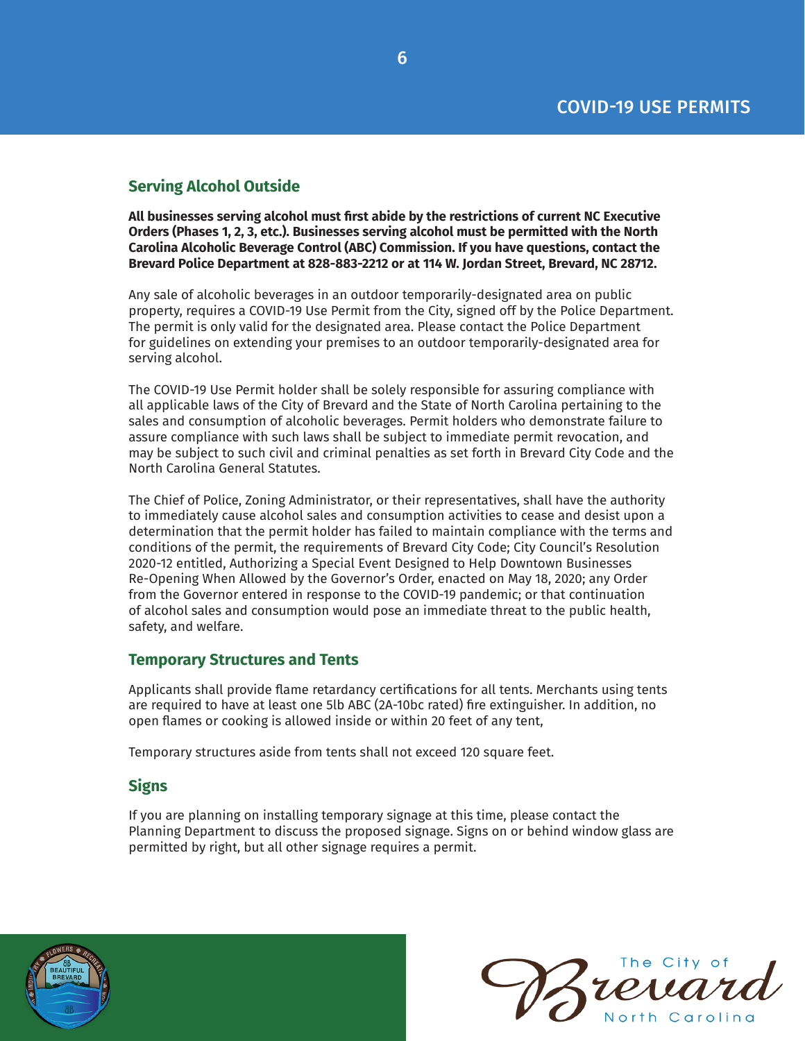## Serving Alcohol Outside

**All businesses serving alcohol must first abide by the restrictions of current NC Executive Orders (Phases 1, 2, 3, etc.). Businesses serving alcohol must be permitted with the North Carolina Alcoholic Beverage Control (ABC) Commission. If you have questions, contact the Brevard Police Department at 828-883-2212 or at 114 W. Jordan Street, Brevard, NC 28712.**

Any sale of alcoholic beverages in an outdoor temporarily-designated area on public property, requires a COVID-19 Use Permit from the City, signed off by the Police Department. The permit is only valid for the designated area. Please contact the Police Department for guidelines on extending your premises to an outdoor temporarily-designated area for serving alcohol.

The COVID-19 Use Permit holder shall be solely responsible for assuring compliance with all applicable laws of the City of Brevard and the State of North Carolina pertaining to the sales and consumption of alcoholic beverages. Permit holders who demonstrate failure to assure compliance with such laws shall be subject to immediate permit revocation, and may be subject to such civil and criminal penalties as set forth in Brevard City Code and the North Carolina General Statutes.

The Chief of Police, Zoning Administrator, or their representatives, shall have the authority to immediately cause alcohol sales and consumption activities to cease and desist upon a determination that the permit holder has failed to maintain compliance with the terms and conditions of the permit, the requirements of Brevard City Code; City Council's Resolution 2020-12 entitled, Authorizing a Special Event Designed to Help Downtown Businesses Re-Opening When Allowed by the Governor's Order, enacted on May 18, 2020; any Order from the Governor entered in response to the COVID-19 pandemic; or that continuation of alcohol sales and consumption would pose an immediate threat to the public health, safety, and welfare.

## Temporary Structures and Tents

Applicants shall provide flame retardancy certifications for all tents. Merchants using tents are required to have at least one 5lb ABC (2A-10bc rated) fire extinguisher. In addition, no open flames or cooking is allowed inside or within 20 feet of any tent,

Temporary structures aside from tents shall not exceed 120 square feet.

## Signs

If you are planning on installing temporary signage at this time, please contact the Planning Department to discuss the proposed signage. Signs on or behind window glass are permitted by right, but all other signage requires a permit.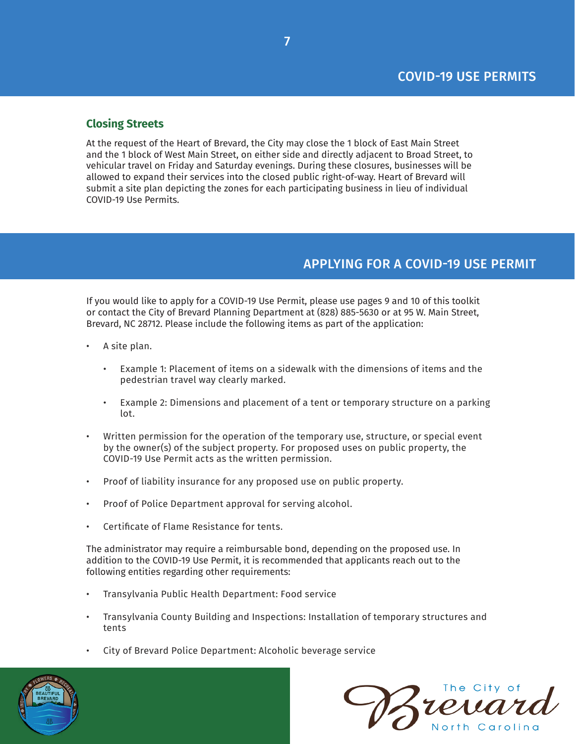## COVID-19 USE PERMITS

### Closing Streets

At the request of the Heart of Brevard, the City may close the 1 block of East Main Street and the 1 block of West Main Street, on either side and directly adjacent to Broad Street, to vehicular travel on Friday and Saturday evenings. During these closures, businesses will be allowed to expand their services into the closed public right-of-way. Heart of Brevard will submit a site plan depicting the zones for each participating business in lieu of individual COVID-19 Use Permits.

## APPLYING FOR A COVID-19 USE PERMIT

If you would like to apply for a COVID-19 Use Permit, please use pages 9 and 10 of this toolkit or contact the City of Brevard Planning Department at (828) 885-5630 or at 95 W. Main Street, Brevard, NC 28712. Please include the following items as part of the application:

- A site plan.
  - Example 1: Placement of items on a sidewalk with the dimensions of items and the pedestrian travel way clearly marked.
  - Example 2: Dimensions and placement of a tent or temporary structure on a parking lot.
- Written permission for the operation of the temporary use, structure, or special event by the owner(s) of the subject property. For proposed uses on public property, the COVID-19 Use Permit acts as the written permission.
- Proof of liability insurance for any proposed use on public property.
- Proof of Police Department approval for serving alcohol.
- Certificate of Flame Resistance for tents.

The administrator may require a reimbursable bond, depending on the proposed use. In addition to the COVID-19 Use Permit, it is recommended that applicants reach out to the following entities regarding other requirements:

- Transylvania Public Health Department: Food service
- Transylvania County Building and Inspections: Installation of temporary structures and tents
- City of Brevard Police Department: Alcoholic beverage service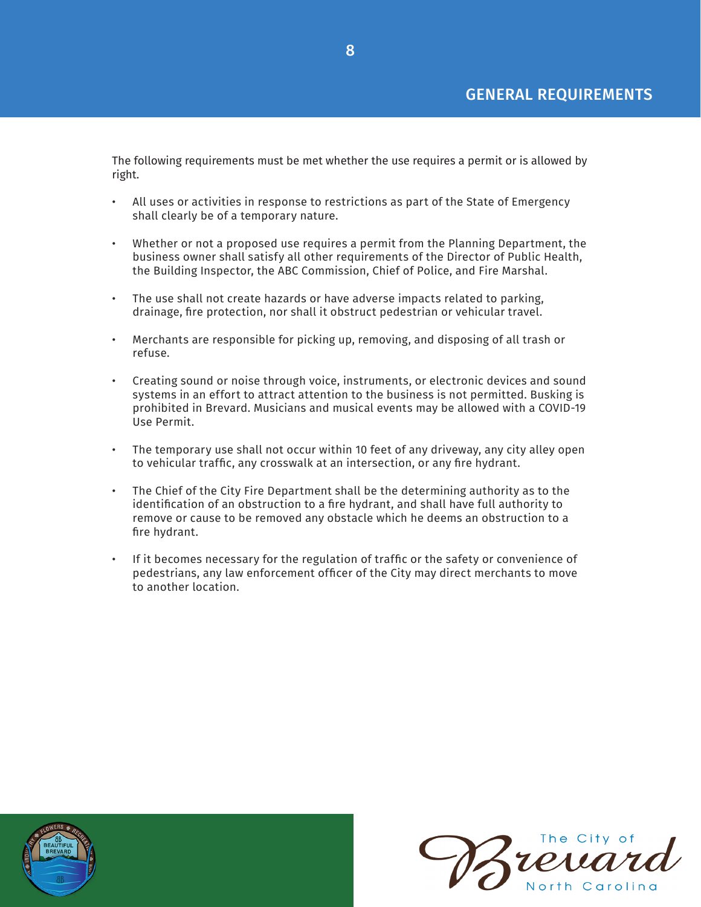## GENERAL REQUIREMENTS

The following requirements must be met whether the use requires a permit or is allowed by right.

- All uses or activities in response to restrictions as part of the State of Emergency shall clearly be of a temporary nature.
- Whether or not a proposed use requires a permit from the Planning Department, the business owner shall satisfy all other requirements of the Director of Public Health, the Building Inspector, the ABC Commission, Chief of Police, and Fire Marshal.
- The use shall not create hazards or have adverse impacts related to parking, drainage, fire protection, nor shall it obstruct pedestrian or vehicular travel.
- Merchants are responsible for picking up, removing, and disposing of all trash or refuse.
- Creating sound or noise through voice, instruments, or electronic devices and sound systems in an effort to attract attention to the business is not permitted. Busking is prohibited in Brevard. Musicians and musical events may be allowed with a COVID-19 Use Permit.
- The temporary use shall not occur within 10 feet of any driveway, any city alley open to vehicular traffic, any crosswalk at an intersection, or any fire hydrant.
- The Chief of the City Fire Department shall be the determining authority as to the identification of an obstruction to a fire hydrant, and shall have full authority to remove or cause to be removed any obstacle which he deems an obstruction to a fire hydrant.
- If it becomes necessary for the regulation of traffic or the safety or convenience of pedestrians, any law enforcement officer of the City may direct merchants to move to another location.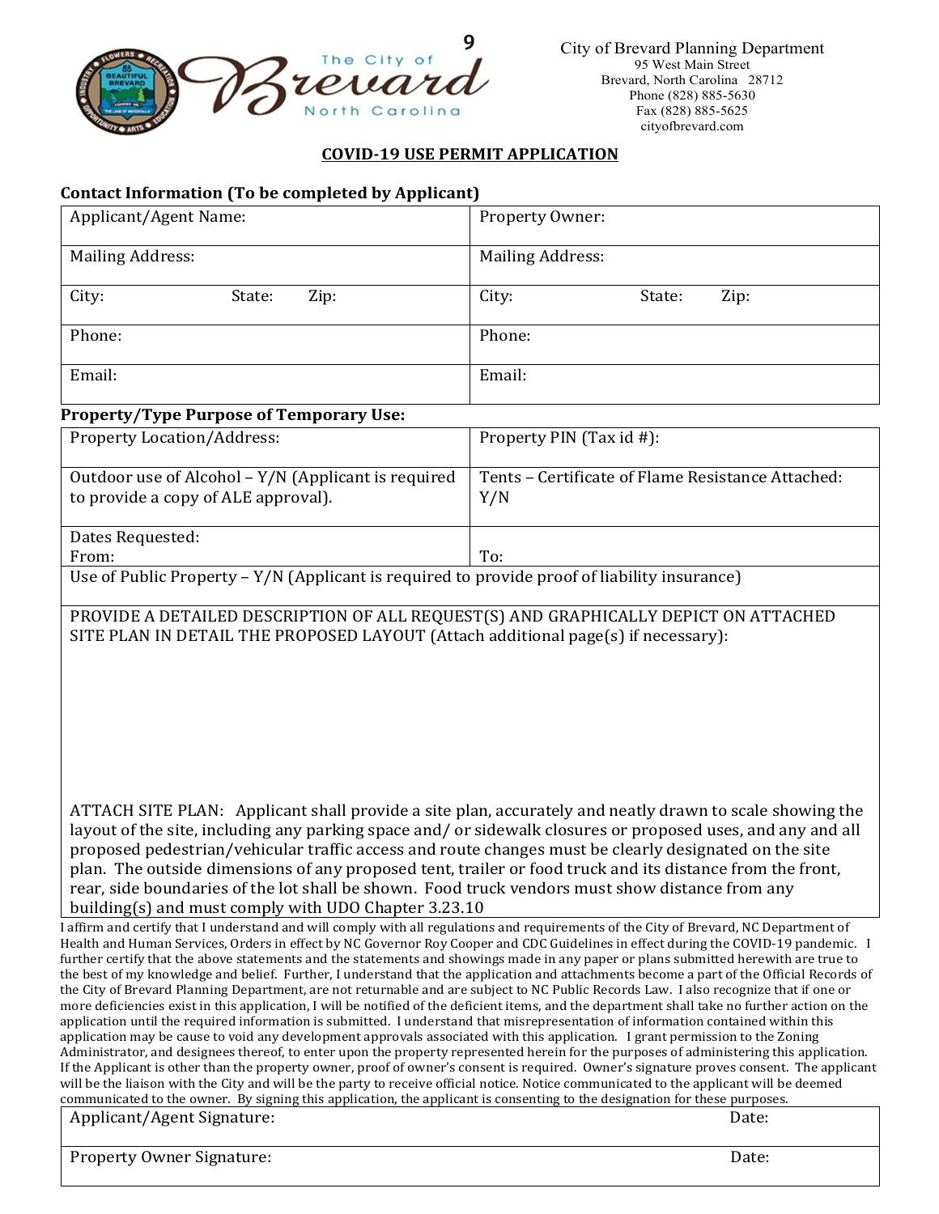City of Brevard Planning Department
95 West Main Street
Brevard, North Carolina 28712
Phone (828) 885-5630
Fax (828) 885-5625
cityofbrevard.com

## COVID-19 USE PERMIT APPLICATION

**Contact Information (To be completed by Applicant)**

| Applicant/Agent Name: | Property Owner: |
|---|---|
| Mailing Address: | Mailing Address: |
| City: State: Zip: | City: State: Zip: |
| Phone: | Phone: |
| Email: | Email: |

**Property/Type Purpose of Temporary Use:**

| Property Location/Address: | Property PIN (Tax id #): |
|---|---|
| Outdoor use of Alcohol – Y/N (Applicant is required to provide a copy of ALE approval). | Tents – Certificate of Flame Resistance Attached: Y/N |
| Dates Requested: From: | To: |
| Use of Public Property – Y/N (Applicant is required to provide proof of liability insurance) | |

PROVIDE A DETAILED DESCRIPTION OF ALL REQUEST(S) AND GRAPHICALLY DEPICT ON ATTACHED SITE PLAN IN DETAIL THE PROPOSED LAYOUT (Attach additional page(s) if necessary):

ATTACH SITE PLAN: Applicant shall provide a site plan, accurately and neatly drawn to scale showing the layout of the site, including any parking space and/ or sidewalk closures or proposed uses, and any and all proposed pedestrian/vehicular traffic access and route changes must be clearly designated on the site plan. The outside dimensions of any proposed tent, trailer or food truck and its distance from the front, rear, side boundaries of the lot shall be shown. Food truck vendors must show distance from any building(s) and must comply with UDO Chapter 3.23.10

I affirm and certify that I understand and will comply with all regulations and requirements of the City of Brevard, NC Department of Health and Human Services, Orders in effect by NC Governor Roy Cooper and CDC Guidelines in effect during the COVID-19 pandemic. I further certify that the above statements and the statements and showings made in any paper or plans submitted herewith are true to the best of my knowledge and belief. Further, I understand that the application and attachments become a part of the Official Records of the City of Brevard Planning Department, are not returnable and are subject to NC Public Records Law. I also recognize that if one or more deficiencies exist in this application, I will be notified of the deficient items, and the department shall take no further action on the application until the required information is submitted. I understand that misrepresentation of information contained within this application may be cause to void any development approvals associated with this application. I grant permission to the Zoning Administrator, and designees thereof, to enter upon the property represented herein for the purposes of administering this application. If the Applicant is other than the property owner, proof of owner's consent is required. Owner's signature proves consent. The applicant will be the liaison with the City and will be the party to receive official notice. Notice communicated to the applicant will be deemed communicated to the owner. By signing this application, the applicant is consenting to the designation for these purposes.

| Applicant/Agent Signature: | Date: |
|---|---|
| Property Owner Signature: | Date: |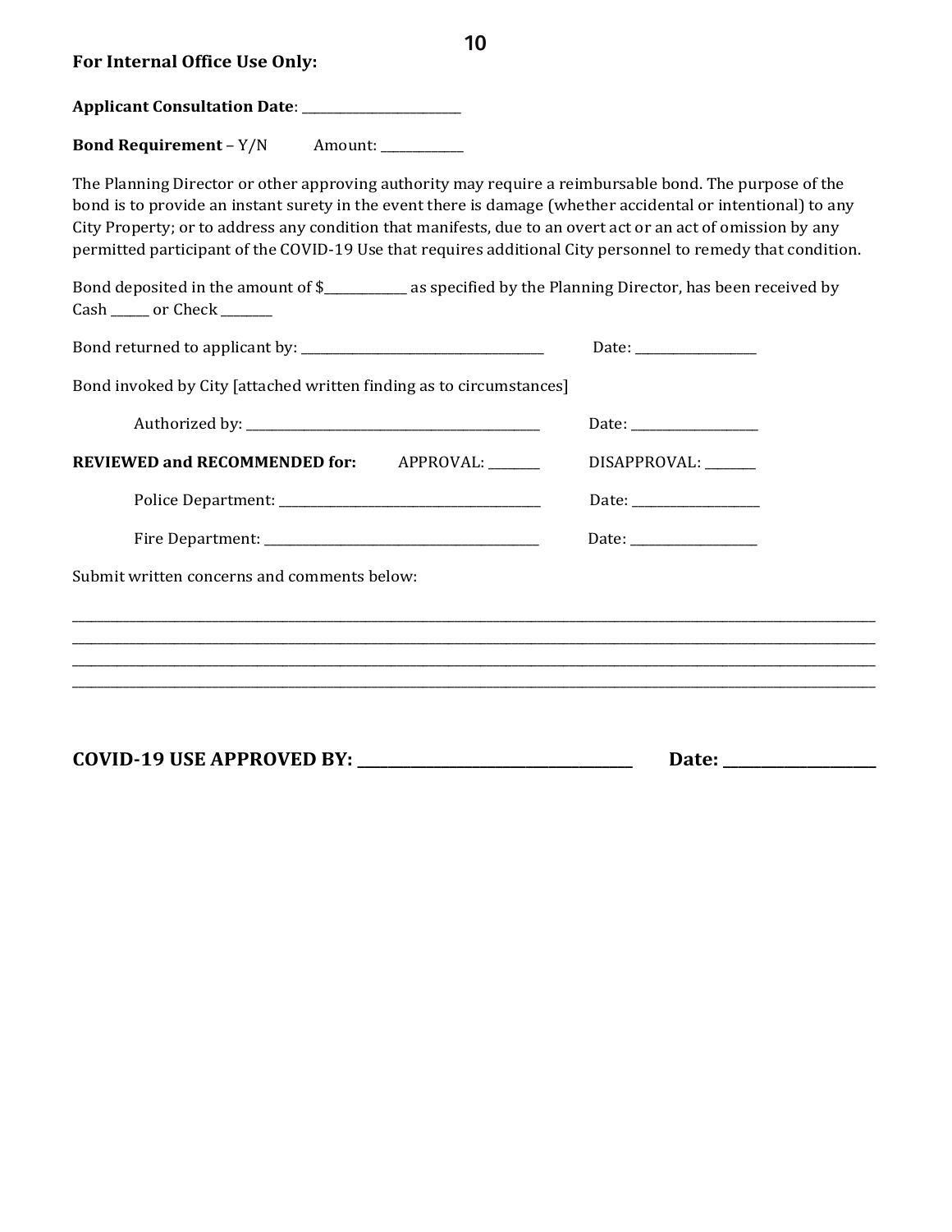**For Internal Office Use Only:**

**Applicant Consultation Date**: ________________________

**Bond Requirement** – Y/N Amount: ____________

The Planning Director or other approving authority may require a reimbursable bond. The purpose of the bond is to provide an instant surety in the event there is damage (whether accidental or intentional) to any City Property; or to address any condition that manifests, due to an overt act or an act of omission by any permitted participant of the COVID-19 Use that requires additional City personnel to remedy that condition.

Bond deposited in the amount of $____________ as specified by the Planning Director, has been received by Cash ______ or Check ________

Bond returned to applicant by: ____________________________________ Date: _________________

Bond invoked by City [attached written finding as to circumstances]

Authorized by: ____________________________________________ Date: __________________

**REVIEWED and RECOMMENDED for:** APPROVAL: ________ DISAPPROVAL: ________

Police Department: _______________________________________ Date: __________________

Fire Department: _________________________________________ Date: __________________

Submit written concerns and comments below:

________________________________________________________________________________________________________________________
________________________________________________________________________________________________________________________
________________________________________________________________________________________________________________________
________________________________________________________________________________________________________________________

**COVID-19 USE APPROVED BY: __________________________________ Date: __________________**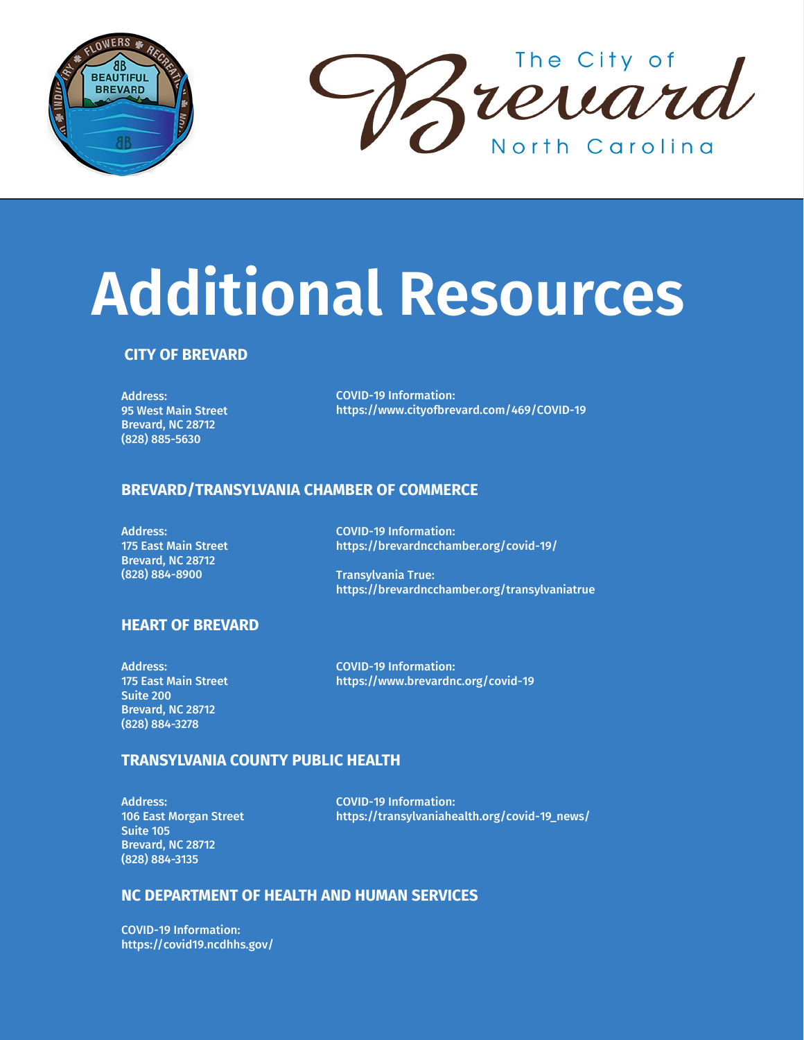# Additional Resources

## CITY OF BREVARD

**Address:**
**95 West Main Street**
**Brevard, NC 28712**
**(828) 885-5630**

**COVID-19 Information:**
**https://www.cityofbrevard.com/469/COVID-19**

## BREVARD/TRANSYLVANIA CHAMBER OF COMMERCE

**Address:**
**175 East Main Street**
**Brevard, NC 28712**
**(828) 884-8900**

**COVID-19 Information:**
**https://brevardncchamber.org/covid-19/**

**Transylvania True:**
**https://brevardncchamber.org/transylvaniatrue**

## HEART OF BREVARD

**Address:**
**175 East Main Street**
**Suite 200**
**Brevard, NC 28712**
**(828) 884-3278**

**COVID-19 Information:**
**https://www.brevardnc.org/covid-19**

## TRANSYLVANIA COUNTY PUBLIC HEALTH

**Address:**
**106 East Morgan Street**
**Suite 105**
**Brevard, NC 28712**
**(828) 884-3135**

**COVID-19 Information:**
**https://transylvaniahealth.org/covid-19_news/**

## NC DEPARTMENT OF HEALTH AND HUMAN SERVICES

**COVID-19 Information:**
**https://covid19.ncdhhs.gov/**